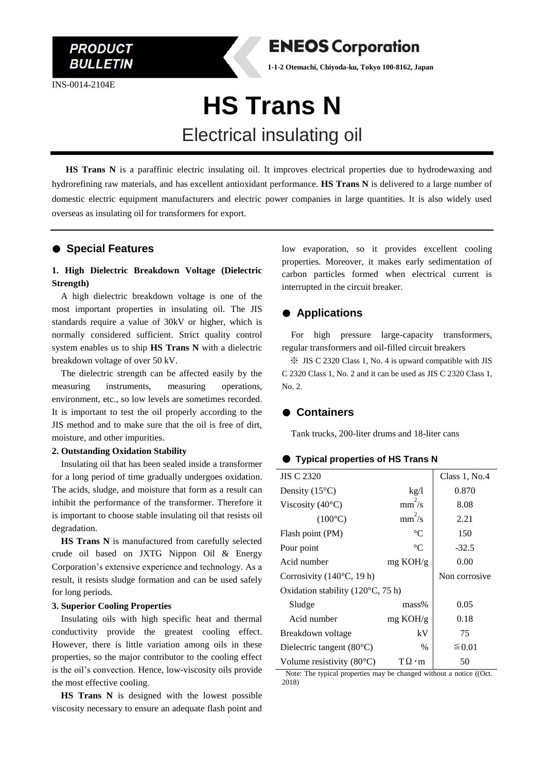**PRODUCT BULLETIN**

**ENEOS Corporation**

**1-1-2 Otemachi, Chiyoda-ku, Tokyo 100-8162, Japan**

INS-0014-2104E

# HS Trans N

## Electrical insulating oil

**HS Trans N** is a paraffinic electric insulating oil. It improves electrical properties due to hydrodewaxing and hydrorefining raw materials, and has excellent antioxidant performance. **HS Trans N** is delivered to a large number of domestic electric equipment manufacturers and electric power companies in large quantities. It is also widely used overseas as insulating oil for transformers for export.

## ● Special Features

### 1. High Dielectric Breakdown Voltage (Dielectric Strength)

A high dielectric breakdown voltage is one of the most important properties in insulating oil. The JIS standards require a value of 30kV or higher, which is normally considered sufficient. Strict quality control system enables us to ship **HS Trans N** with a dielectric breakdown voltage of over 50 kV.

The dielectric strength can be affected easily by the measuring instruments, measuring operations, environment, etc., so low levels are sometimes recorded. It is important to test the oil properly according to the JIS method and to make sure that the oil is free of dirt, moisture, and other impurities.

### 2. Outstanding Oxidation Stability

Insulating oil that has been sealed inside a transformer for a long period of time gradually undergoes oxidation. The acids, sludge, and moisture that form as a result can inhibit the performance of the transformer. Therefore it is important to choose stable insulating oil that resists oil degradation.

**HS Trans N** is manufactured from carefully selected crude oil based on JXTG Nippon Oil & Energy Corporation's extensive experience and technology. As a result, it resists sludge formation and can be used safely for long periods.

### 3. Superior Cooling Properties

Insulating oils with high specific heat and thermal conductivity provide the greatest cooling effect. However, there is little variation among oils in these properties, so the major contributor to the cooling effect is the oil's convection. Hence, low-viscosity oils provide the most effective cooling.

**HS Trans N** is designed with the lowest possible viscosity necessary to ensure an adequate flash point and low evaporation, so it provides excellent cooling properties. Moreover, it makes early sedimentation of carbon particles formed when electrical current is interrupted in the circuit breaker.

## ● Applications

For high pressure large-capacity transformers, regular transformers and oil-filled circuit breakers

※ JIS C 2320 Class 1, No. 4 is upward compatible with JIS C 2320 Class 1, No. 2 and it can be used as JIS C 2320 Class 1, No. 2.

## ● Containers

Tank trucks, 200-liter drums and 18-liter cans

### ● Typical properties of HS Trans N

| JIS C 2320 | | Class 1, No.4 |
|---|---|---|
| Density (15°C) | kg/l | 0.870 |
| Viscosity (40°C) | $mm^2/s$ | 8.08 |
| (100°C) | $mm^2/s$ | 2.21 |
| Flash point (PM) | °C | 150 |
| Pour point | °C | -32.5 |
| Acid number | mg KOH/g | 0.00 |
| Corrosivity (140°C, 19 h) | | Non corrosive |
| Oxidation stability (120°C, 75 h) | | |
| Sludge | mass% | 0.05 |
| Acid number | mg KOH/g | 0.18 |
| Breakdown voltage | kV | 75 |
| Dielectric tangent (80°C) | % | ≦0.01 |
| Volume resistivity (80°C) | TΩ･m | 50 |

Note: The typical properties may be changed without a notice ((Oct. 2018)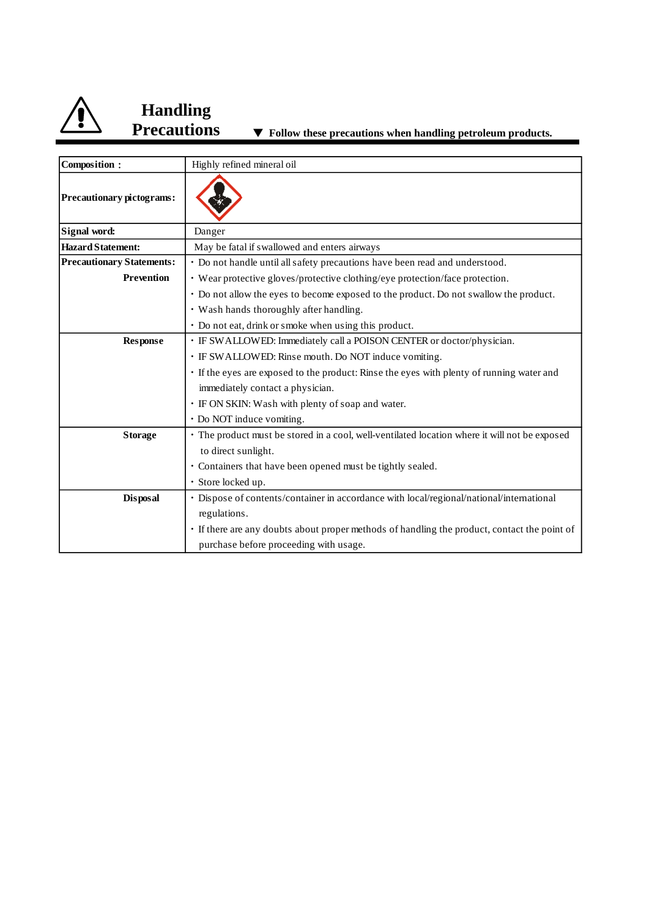# Handling Precautions

▼ **Follow these precautions when handling petroleum products.**

| | |
|---|---|
| **Composition：** | Highly refined mineral oil |
| **Precautionary pictograms:** | |
| **Signal word:** | Danger |
| **Hazard Statement:** | May be fatal if swallowed and enters airways |
| **Precautionary Statements:** **Prevention** | ・Do not handle until all safety precautions have been read and understood. ・Wear protective gloves/protective clothing/eye protection/face protection. ・Do not allow the eyes to become exposed to the product. Do not swallow the product. ・Wash hands thoroughly after handling. ・Do not eat, drink or smoke when using this product. |
| **Response** | ・IF SWALLOWED: Immediately call a POISON CENTER or doctor/physician. ・IF SWALLOWED: Rinse mouth. Do NOT induce vomiting. ・If the eyes are exposed to the product: Rinse the eyes with plenty of running water and immediately contact a physician. ・IF ON SKIN: Wash with plenty of soap and water. ・Do NOT induce vomiting. |
| **Storage** | ・The product must be stored in a cool, well-ventilated location where it will not be exposed to direct sunlight. ・Containers that have been opened must be tightly sealed. ・Store locked up. |
| **Disposal** | ・Dispose of contents/container in accordance with local/regional/national/international regulations. ・If there are any doubts about proper methods of handling the product, contact the point of purchase before proceeding with usage. |